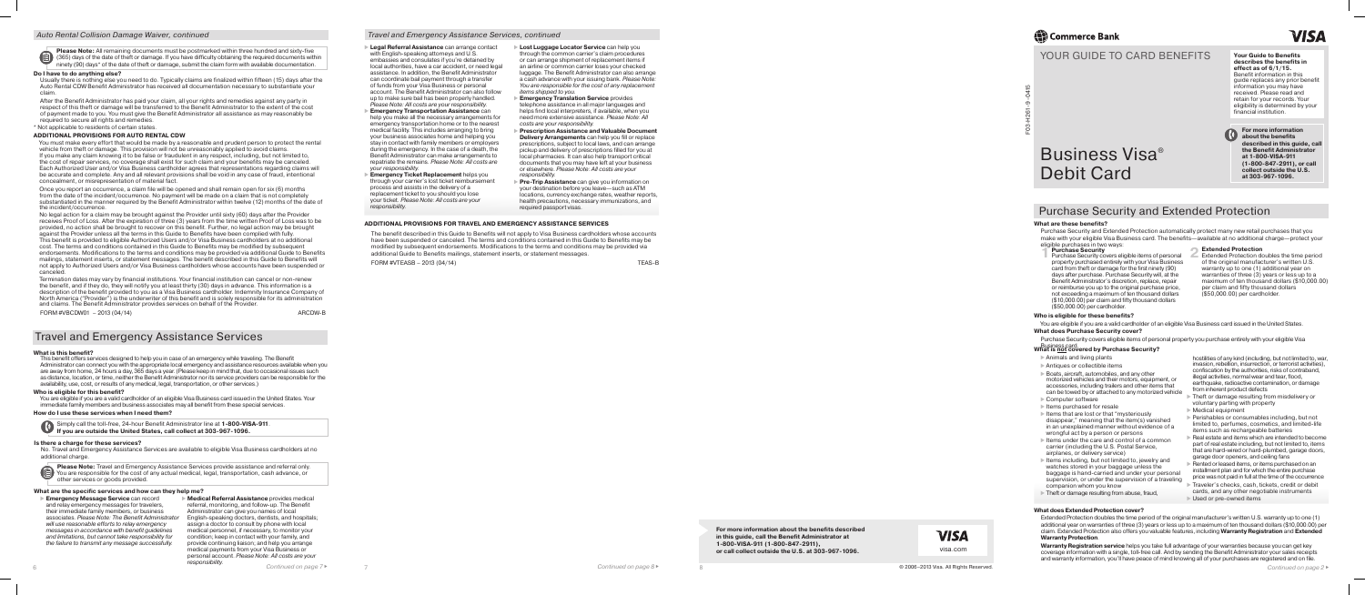## Auto Rental Collision Damage Waiver, continued

**Please Note:** All remaining documents must be postmarked within three hundred and sixty-five (365) days of the date of theft or damage. If you have difficulty obtaining the required documents within ninety (90) days* of the date of theft or damage, submit the claim form with available documentation.

**Do I have to do anything else?**

Usually there is nothing else you need to do. Typically claims are finalized within fifteen (15) days after the Auto Rental CDW Benefit Administrator has received all documentation necessary to substantiate your claim.

After the Benefit Administrator has paid your claim, all your rights and remedies against any party in respect of this theft or damage will be transferred to the Benefit Administrator to the extent of the cost of payment made to you. You must give the Benefit Administrator all assistance as may reasonably be required to secure all rights and remedies.

* Not applicable to residents of certain states.

**ADDITIONAL PROVISIONS FOR AUTO RENTAL CDW**

You must make every effort that would be made by a reasonable and prudent person to protect the rental vehicle from theft or damage. This provision will not be unreasonably applied to avoid claims.

If you make any claim knowing it to be false or fraudulent in any respect, including, but not limited to, the cost of repair services, no coverage shall exist for such claim and your benefits may be canceled. Each Authorized User and/or Visa Business cardholder agrees that representations regarding claims will be accurate and complete. Any and all relevant provisions shall be void in any case of fraud, intentional concealment, or misrepresentation of material fact.

Once you report an occurrence, a claim file will be opened and shall remain open for six (6) months from the date of the incident/occurrence. No payment will be made on a claim that is not completely substantiated in the manner required by the Benefit Administrator within twelve (12) months of the date of the incident/occurrence.

No legal action for a claim may be brought against the Provider until sixty (60) days after the Provider receives Proof of Loss. After the expiration of three (3) years from the time written Proof of Loss was to be provided, no action shall be brought to recover on this benefit. Further, no legal action may be brought against the Provider unless all the terms in this Guide to Benefits have been complied with fully.

This benefit is provided to eligible Authorized Users and/or Visa Business cardholders at no additional cost. The terms and conditions contained in this Guide to Benefits may be modified by subsequent endorsements. Modifications to the terms and conditions may be provided via additional Guide to Benefits mailings, statement inserts, or statement messages. The benefit described in this Guide to Benefits will not apply to Authorized Users and/or Visa Business cardholders whose accounts have been suspended or canceled.

Termination dates may vary by financial institutions. Your financial institution can cancel or non-renew the benefit, and if they do, they will notify you at least thirty (30) days in advance. This information is a description of the benefit provided to you as a Visa Business cardholder. Indemnity Insurance Company of North America ("Provider") is the underwriter of this benefit and is solely responsible for its administration and claims. The Benefit Administrator provides services on behalf of the Provider.

FORM #VBCDW01 – 2013 (04/14) ARCDW-B

# Travel and Emergency Assistance Services

**What is this benefit?**

This benefit offers services designed to help you in case of an emergency while traveling. The Benefit Administrator can connect you with the appropriate local emergency and assistance resources available when you are away from home, 24 hours a day, 365 days a year. (Please keep in mind that, due to occasional issues such as distance, location, or time, neither the Benefit Administrator nor its service providers can be responsible for the availability, use, cost, or results of any medical, legal, transportation, or other services.)

**Who is eligible for this benefit?**

You are eligible if you are a valid cardholder of an eligible Visa Business card issued in the United States. Your immediate family members and business associates may all benefit from these special services.

**How do I use these services when I need them?**

Simply call the toll-free, 24-hour Benefit Administrator line at **1-800-VISA-911**. **If you are outside the United States, call collect at 303-967-1096.**

**Is there a charge for these services?**

No. Travel and Emergency Assistance Services are available to eligible Visa Business cardholders at no additional charge.

**Please Note:** Travel and Emergency Assistance Services provide assistance and referral only. You are responsible for the cost of any actual medical, legal, transportation, cash advance, or other services or goods provided.

**What are the specific services and how can they help me?**

- **Emergency Message Service** can record and relay emergency messages for travelers, their immediate family members, or business associates. *Please Note: The Benefit Administrator will use reasonable efforts to relay emergency messages in accordance with benefit guidelines and limitations, but cannot take responsibility for the failure to transmit any message successfully.*
- **Medical Referral Assistance** provides medical referral, monitoring, and follow-up. The Benefit Administrator can give you names of local English-speaking doctors, dentists, and hospitals; assign a doctor to consult by phone with local medical personnel, if necessary, to monitor your condition; keep in contact with your family, and provide continuing liaison; and help you arrange medical payments from your Visa Business or personal account. *Please Note: All costs are your responsibility.*

## Travel and Emergency Assistance Services, continued

- **Legal Referral Assistance** can arrange contact with English-speaking attorneys and U.S. embassies and consulates if you're detained by local authorities, have a car accident, or need legal assistance. In addition, the Benefit Administrator can coordinate bail payment through a transfer of funds from your Visa Business or personal account. The Benefit Administrator can also follow up to make sure bail has been properly handled. *Please Note: All costs are your responsibility.*
- **Emergency Transportation Assistance** can help you make all the necessary arrangements for emergency transportation home or to the nearest medical facility. This includes arranging to bring your business associates home and helping you stay in contact with family members or employers during the emergency. In the case of a death, the Benefit Administrator can make arrangements to repatriate the remains. *Please Note: All costs are your responsibility.*
- **Emergency Ticket Replacement** helps you through your carrier's lost ticket reimbursement process and assists in the delivery of a replacement ticket to you should you lose your ticket. *Please Note: All costs are your responsibility.*
- **Lost Luggage Locator Service** can help you through the common carrier's claim procedures or can arrange shipment of replacement items if an airline or common carrier loses your checked luggage. The Benefit Administrator can also arrange a cash advance with your issuing bank. *Please Note: You are responsible for the cost of any replacement items shipped to you.*
- **Emergency Translation Service** provides telephone assistance in all major languages and helps find local interpreters, if available, when you need more extensive assistance. *Please Note: All costs are your responsibility.*
- **Prescription Assistance and Valuable Document Delivery Arrangements** can help you fill or replace prescriptions, subject to local laws, and can arrange pickup and delivery of prescriptions filled for you at local pharmacies. It can also help transport critical documents that you may have left at your business or elsewhere. *Please Note: All costs are your responsibility.*
- **Pre-Trip Assistance** can give you information on your destination before you leave—such as ATM locations, currency exchange rates, weather reports, health precautions, necessary immunizations, and required passport visas.

**ADDITIONAL PROVISIONS FOR TRAVEL AND EMERGENCY ASSISTANCE SERVICES**

The benefit described in this Guide to Benefits will not apply to Visa Business cardholders whose accounts have been suspended or canceled. The terms and conditions contained in this Guide to Benefits may be modified by subsequent endorsements. Modifications to the terms and conditions may be provided via additional Guide to Benefits mailings, statement inserts, or statement messages.

FORM #VTEAS8 – 2013 (04/14) TEAS-B

**For more information about the benefits described in this guide, call the Benefit Administrator at 1-800-VISA-911 (1-800-847-2911), or call collect outside the U.S. at 303-967-1096.**

visa.com

© 2006–2013 Visa. All Rights Reserved.

Commerce Bank

VISA

# YOUR GUIDE TO CARD BENEFITS

F03-H261-9-0415

**Your Guide to Benefits describes the benefits in effect as of 6/1/15.** Benefit information in this guide replaces any prior benefit information you may have received. Please read and retain for your records. Your eligibility is determined by your financial institution.

# Business Visa® Debit Card

**For more information about the benefits described in this guide, call the Benefit Administrator at 1-800-VISA-911 (1-800-847-2911), or call collect outside the U.S. at 303-967-1096.**

# Purchase Security and Extended Protection

**What are these benefits?**

Purchase Security and Extended Protection automatically protect many new retail purchases that you make with your eligible Visa Business card. The benefits—available at no additional charge—protect your eligible purchases in two ways:

1. **Purchase Security**
Purchase Security covers eligible items of personal property purchased entirely with your Visa Business card from theft or damage for the first ninety (90) days after purchase. Purchase Security will, at the Benefit Administrator's discretion, replace, repair or reimburse you up to the original purchase price, not exceeding a maximum of ten thousand dollars ($10,000.00) per claim and fifty thousand dollars ($50,000.00) per cardholder.

2. **Extended Protection**
Extended Protection doubles the time period of the original manufacturer's written U.S. warranty up to one (1) additional year on warranties of three (3) years or less up to a maximum of ten thousand dollars ($10,000.00) per claim and fifty thousand dollars ($50,000.00) per cardholder.

**Who is eligible for these benefits?**

You are eligible if you are a valid cardholder of an eligible Visa Business card issued in the United States.

**What does Purchase Security cover?**

Purchase Security covers eligible items of personal property you purchase entirely with your eligible Visa Business card.

**What is not covered by Purchase Security?**

- Animals and living plants
- Antiques or collectible items
- Boats, aircraft, automobiles, and any other motorized vehicles and their motors, equipment, or accessories, including trailers and other items that can be towed by or attached to any motorized vehicle
- Computer software
- Items purchased for resale
- Items that are lost or that "mysteriously disappear," meaning that the item(s) vanished in an unexplained manner without evidence of a wrongful act by a person or persons
- Items under the care and control of a common carrier (including the U.S. Postal Service, airplanes, or delivery service)
- Items including, but not limited to, jewelry and watches stored in your baggage unless the baggage is hand-carried and under your personal supervision, or under the supervision of a traveling companion whom you know
- Theft or damage resulting from abuse, fraud, hostilities of any kind (including, but not limited to, war, invasion, rebellion, insurrection, or terrorist activities), confiscation by the authorities, risks of contraband, illegal activities, normal wear and tear, flood, earthquake, radioactive contamination, or damage from inherent product defects
- Theft or damage resulting from misdelivery or voluntary parting with property
- Medical equipment
- Perishables or consumables including, but not limited to, perfumes, cosmetics, and limited-life items such as rechargeable batteries
- Real estate and items which are intended to become part of real estate including, but not limited to, items that are hard-wired or hard-plumbed, garage doors, garage door openers, and ceiling fans
- Rented or leased items, or items purchased on an installment plan and for which the entire purchase price was not paid in full at the time of the occurrence
- Traveler's checks, cash, tickets, credit or debit cards, and any other negotiable instruments
- Used or pre-owned items

**What does Extended Protection cover?**

Extended Protection doubles the time period of the original manufacturer's written U.S. warranty up to one (1) additional year on warranties of three (3) years or less up to a maximum of ten thousand dollars ($10,000.00) per claim. Extended Protection also offers you valuable features, including **Warranty Registration** and **Extended Warranty Protection**.

**Warranty Registration service** helps you take full advantage of your warranties because you can get key coverage information with a single, toll-free call. And by sending the Benefit Administrator your sales receipts and warranty information, you'll have peace of mind knowing all of your purchases are registered and on file.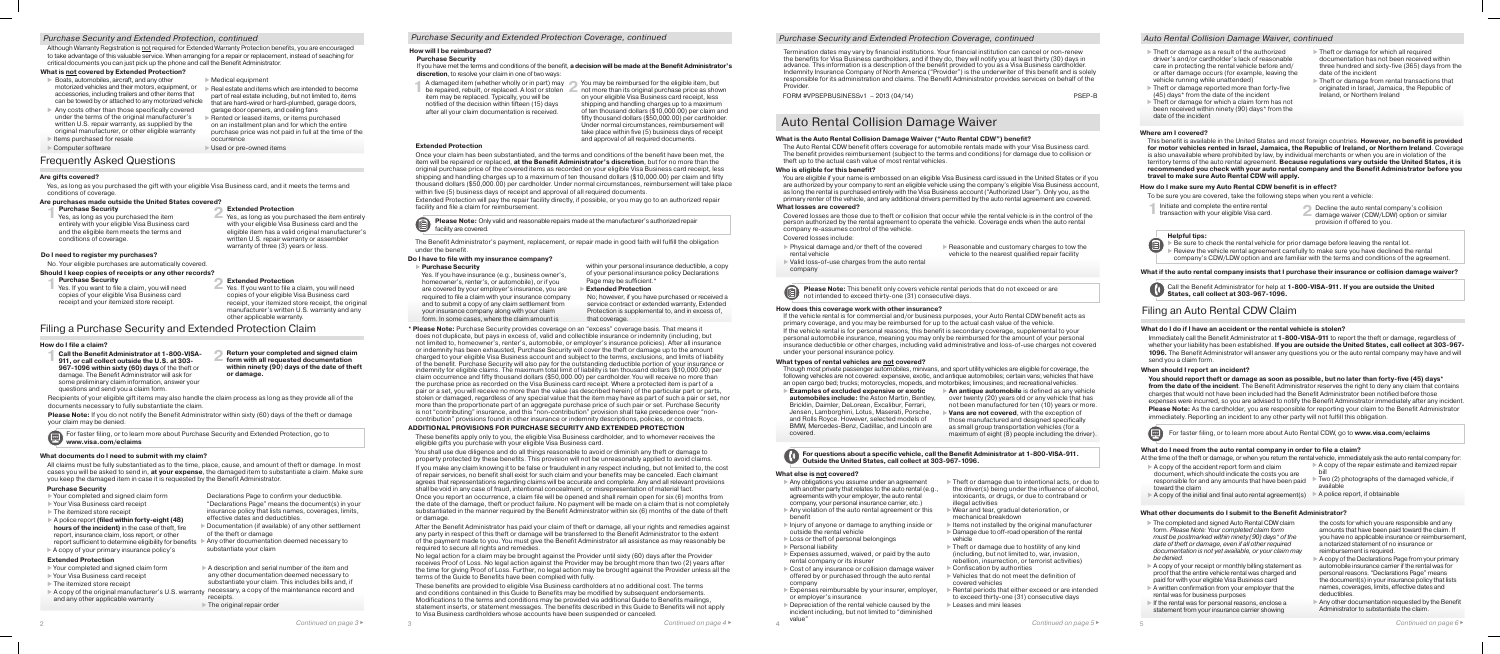## Purchase Security and Extended Protection, continued

Although Warranty Registration is not required for Extended Warranty Protection benefits, you are encouraged to take advantage of this valuable service. When arranging for a repair or replacement, instead of searching for critical documents you can just pick up the phone and call the Benefit Administrator.

### What is not covered by Extended Protection?

- Boats, automobiles, aircraft, and any other motorized vehicles and their motors, equipment, or accessories, including trailers and other items that can be towed by or attached to any motorized vehicle
- Any costs other than those specifically covered under the terms of the original manufacturer's written U.S. repair warranty, as supplied by the original manufacturer, or other eligible warranty
- Items purchased for resale
- Computer software
- Medical equipment
- Real estate and items which are intended to become part of real estate including, but not limited to, items that are hard-wired or hard-plumbed, garage doors, garage door openers, and ceiling fans
- Rented or leased items, or items purchased on an installment plan and for which the entire purchase price was not paid in full at the time of the occurrence
- Used or pre-owned items

## Frequently Asked Questions

### Are gifts covered?

Yes, as long as you purchased the gift with your eligible Visa Business card, and it meets the terms and conditions of coverage.

### Are purchases made outside the United States covered?

1. **Purchase Security**
   Yes, as long as you purchased the item entirely with your eligible Visa Business card and the eligible item meets the terms and conditions of coverage.
2. **Extended Protection**
   Yes, as long as you purchased the item entirely with your eligible Visa Business card and the eligible item has a valid original manufacturer's written U.S. repair warranty or assembler warranty of three (3) years or less.

### Do I need to register my purchases?

No. Your eligible purchases are automatically covered.

### Should I keep copies of receipts or any other records?

1. **Purchase Security**
   Yes. If you want to file a claim, you will need copies of your eligible Visa Business card receipt and your itemized store receipt.
2. **Extended Protection**
   Yes. If you want to file a claim, you will need copies of your eligible Visa Business card receipt, your itemized store receipt, the original manufacturer's written U.S. warranty and any other applicable warranty.

## Filing a Purchase Security and Extended Protection Claim

### How do I file a claim?

1. **Call the Benefit Administrator at 1-800-VISA-911, or call collect outside the U.S. at 303-967-1096 within sixty (60) days** of the theft or damage. The Benefit Administrator will ask for some preliminary claim information, answer your questions and send you a claim form.
2. **Return your completed and signed claim form with all requested documentation within ninety (90) days of the date of theft or damage.**

Recipients of your eligible gift items may also handle the claim process as long as they provide all of the documents necessary to fully substantiate the claim.

**Please Note:** If you do not notify the Benefit Administrator within sixty (60) days of the theft or damage your claim may be denied.

For faster filing, or to learn more about Purchase Security and Extended Protection, go to **www.visa.com/eclaims**

### What documents do I need to submit with my claim?

All claims must be fully substantiated as to the time, place, cause, and amount of theft or damage. In most cases you will be asked to send in, **at your expense**, the damaged item to substantiate a claim. Make sure you keep the damaged item in case it is requested by the Benefit Administrator.

#### Purchase Security

- Your completed and signed claim form
- Your Visa Business card receipt
- The itemized store receipt
- A police report **(filed within forty-eight (48) hours of the incident)** in the case of theft, fire report, insurance claim, loss report, or other report sufficient to determine eligibility for benefits
- A copy of your primary insurance policy's Declarations Page to confirm your deductible. "Declarations Page" means the document(s) in your insurance policy that lists names, coverages, limits, effective dates and deductibles.
- Documentation (if available) of any other settlement of the theft or damage
- Any other documentation deemed necessary to substantiate your claim

#### Extended Protection

- Your completed and signed claim form
- Your Visa Business card receipt
- The itemized store receipt
- A copy of the original manufacturer's U.S. warranty and any other applicable warranty
- A description and serial number of the item and any other documentation deemed necessary to substantiate your claim. This includes bills and, if necessary, a copy of the maintenance record and receipts.
- The original repair order

## Purchase Security and Extended Protection Coverage, continued

### How will I be reimbursed?

#### Purchase Security

If you have met the terms and conditions of the benefit, **a decision will be made at the Benefit Administrator's discretion**, to resolve your claim in one of two ways:

1. A damaged item (whether wholly or in part) may be repaired, rebuilt, or replaced. A lost or stolen item may be replaced. Typically, you will be notified of the decision within fifteen (15) days after all your claim documentation is received.
2. You may be reimbursed for the eligible item, but not more than its original purchase price as shown on your eligible Visa Business card receipt, less shipping and handling charges up to a maximum of ten thousand dollars ($10,000.00) per claim and fifty thousand dollars ($50,000.00) per cardholder. Under normal circumstances, reimbursement will take place within five (5) business days of receipt and approval of all required documents.

#### Extended Protection

Once your claim has been substantiated, and the terms and conditions of the benefit have been met, the item will be repaired or replaced, **at the Benefit Administrator's discretion**, but for no more than the original purchase price of the covered items as recorded on your eligible Visa Business card receipt, less shipping and handling charges up to a maximum of ten thousand dollars ($10,000.00) per claim and fifty thousand dollars ($50,000.00) per cardholder. Under normal circumstances, reimbursement will take place within five (5) business days of receipt and approval of all required documents.

Extended Protection will pay the repair facility directly, if possible, or you may go to an authorized repair facility and file a claim for reimbursement.

**Please Note:** Only valid and reasonable repairs made at the manufacturer's authorized repair facility are covered.

The Benefit Administrator's payment, replacement, or repair made in good faith will fulfill the obligation under the benefit.

### Do I have to file with my insurance company?

- **Purchase Security**
  Yes. If you have insurance (e.g., business owner's, homeowner's, renter's, or automobile), or if you are covered by your employer's insurance, you are required to file a claim with your insurance company and to submit a copy of any claim settlement from your insurance company along with your claim form. In some cases, where the claim amount is within your personal insurance deductible, a copy of your personal insurance policy Declarations Page may be sufficient.*
- **Extended Protection**
  No; however, if you have purchased or received a service contract or extended warranty, Extended Protection is supplementary to, and in excess of, that coverage.

***Please Note:** Purchase Security provides coverage on an "excess" coverage basis. That means it does not duplicate, but instead pays in excess of, valid and collectible insurance or indemnity (including, but not limited to, homeowner's, renter's, automobile, or employer's insurance policies). After all insurance or indemnity has been exhausted, Purchase Security will cover the theft or damage up to the amount charged to your eligible Visa Business account and subject to the terms, exclusions, and limits of liability of the benefit. Purchase Security will also pay for the outstanding deductible portion of your insurance or indemnity for eligible items. The maximum total limit of liability is ten thousand dollars ($10,000.00) per claim occurrence and fifty thousand dollars ($50,000.00) per cardholder. You will receive no more than the purchase price as recorded on the Visa Business card receipt. When a protected item is part of a pair or a set, you will receive no more than the value (as described herein) of the particular part or parts, stolen or damaged, regardless of any special value that the item may have as part of such a pair or set, nor more than the proportionate part of an aggregate purchase price of such pair or set. Purchase Security is not "contributing" insurance, and this "non-contribution" provision shall take precedence over "non-contribution" provisions found in other insurance or indemnity descriptions, policies, or contracts.

### ADDITIONAL PROVISIONS FOR PURCHASE SECURITY AND EXTENDED PROTECTION

These benefits apply only to you, the eligible Visa Business cardholder, and to whomever receives the eligible gifts you purchase with your eligible Visa Business card.

You shall use due diligence and do all things reasonable to avoid or diminish any theft or damage to property protected by these benefits. This provision will not be unreasonably applied to avoid claims.

If you make any claim knowing it to be false or fraudulent in any respect including, but not limited to, the cost of repair services, no benefit shall exist for such claim and your benefits may be canceled. Each claimant agrees that representations regarding claims will be accurate and complete. Any and all relevant provisions shall be void in any case of fraud, intentional concealment, or misrepresentation of material fact.

Once you report an occurrence, a claim file will be opened and shall remain open for six (6) months from the date of the damage, theft or product failure. No payment will be made on a claim that is not completely substantiated in the manner required by the Benefit Administrator within six (6) months of the date of theft or damage.

After the Benefit Administrator has paid your claim of theft or damage, all your rights and remedies against any party in respect of this theft or damage will be transferred to the Benefit Administrator to the extent of the payment made to you. You must give the Benefit Administrator all assistance as may reasonably be required to secure all rights and remedies.

No legal action for a claim may be brought against the Provider until sixty (60) days after the Provider receives Proof of Loss. No legal action against the Provider may be brought more than two (2) years after the time for giving Proof of Loss. Further, no legal action may be brought against the Provider unless all the terms of the Guide to Benefits have been complied with fully.

These benefits are provided to eligible Visa Business cardholders at no additional cost. The terms and conditions contained in this Guide to Benefits may be modified by subsequent endorsements. Modifications to the terms and conditions may be provided via additional Guide to Benefits mailings, statement inserts, or statement messages. The benefits described in this Guide to Benefits will not apply to Visa Business cardholders whose accounts have been suspended or canceled.

## Purchase Security and Extended Protection Coverage, continued

Termination dates may vary by financial institutions. Your financial institution can cancel or non-renew the benefits for Visa Business cardholders, and if they do, they will notify you at least thirty (30) days in advance. This information is a description of the benefit provided to you as a Visa Business cardholder. Indemnity Insurance Company of North America ("Provider") is the underwriter of this benefit and is solely responsible for its administration and claims. The Benefit Administrator provides services on behalf of the Provider.

FORM #VPSEPBUSINESSv1 – 2013 (04/14) PSEP-B

# Auto Rental Collision Damage Waiver

### What is the Auto Rental Collision Damage Waiver ("Auto Rental CDW") benefit?

The Auto Rental CDW benefit offers coverage for automobile rentals made with your Visa Business card. The benefit provides reimbursement (subject to the terms and conditions) for damage due to collision or theft up to the actual cash value of most rental vehicles.

### Who is eligible for this benefit?

You are eligible if your name is embossed on an eligible Visa Business card issued in the United States or if you are authorized by your company to rent an eligible vehicle using the company's eligible Visa Business account, as long the rental is purchased entirely with the Visa Business account ("Authorized User"). Only you, as the primary renter of the vehicle, and any additional drivers permitted by the auto rental agreement are covered.

### What losses are covered?

Covered losses are those due to theft or collision that occur while the rental vehicle is in the control of the person authorized by the rental agreement to operate the vehicle. Coverage ends when the auto rental company re-assumes control of the vehicle.

Covered losses include:

- Physical damage and/or theft of the covered rental vehicle
- Valid loss-of-use charges from the auto rental company
- Reasonable and customary charges to tow the vehicle to the nearest qualified repair facility

**Please Note:** This benefit only covers vehicle rental periods that do not exceed or are not intended to exceed thirty-one (31) consecutive days.

### How does this coverage work with other insurance?

If the vehicle rental is for commercial and/or business purposes, your Auto Rental CDW benefit acts as primary coverage, and you may be reimbursed for up to the actual cash value of the vehicle.

If the vehicle rental is for personal reasons, this benefit is secondary coverage, supplemental to your personal automobile insurance, meaning you may only be reimbursed for the amount of your personal insurance deductible or other charges, including valid administrative and loss-of-use charges not covered under your personal insurance policy.

### What types of rental vehicles are not covered?

Though most private passenger automobiles, minivans, and sport utility vehicles are eligible for coverage, the following vehicles are not covered: expensive, exotic, and antique automobiles; certain vans; vehicles that have an open cargo bed; trucks; motorcycles, mopeds, and motorbikes; limousines; and recreational vehicles.

- **Examples of excluded expensive or exotic automobiles include:** the Aston Martin, Bentley, Bricklin, Daimler, DeLorean, Excalibur, Ferrari, Jensen, Lamborghini, Lotus, Maserati, Porsche, and Rolls Royce. However, selected models of BMW, Mercedes-Benz, Cadillac, and Lincoln are covered.
- **An antique automobile** is defined as any vehicle over twenty (20) years old or any vehicle that has not been manufactured for ten (10) years or more.
- **Vans are not covered**, with the exception of those manufactured and designed specifically as small group transportation vehicles (for a maximum of eight (8) people including the driver).

**For questions about a specific vehicle, call the Benefit Administrator at 1-800-VISA-911. Outside the United States, call collect at 303-967-1096.**

### What else is not covered?

- Any obligations you assume under an agreement with another party that relates to the auto rental (e.g., agreements with your employer, the auto rental company, your personal insurance carrier, etc.)
- Any violation of the auto rental agreement or this benefit
- Injury of anyone or damage to anything inside or outside the rental vehicle
- Loss or theft of personal belongings
- Personal liability
- Expenses assumed, waived, or paid by the auto rental company or its insurer
- Cost of any insurance or collision damage waiver offered by or purchased through the auto rental company
- Expenses reimbursable by your insurer, employer, or employer's insurance
- Depreciation of the rental vehicle caused by the incident including, but not limited to "diminished value"
- Theft or damage due to intentional acts, or due to the driver(s) being under the influence of alcohol, intoxicants, or drugs, or due to contraband or illegal activities
- Wear and tear, gradual deterioration, or mechanical breakdown
- Items not installed by the original manufacturer
- Damage due to off-road operation of the rental vehicle
- Theft or damage due to hostility of any kind (including, but not limited to, war, invasion, rebellion, insurrection, or terrorist activities)
- Confiscation by authorities
- Vehicles that do not meet the definition of covered vehicles
- Rental periods that either exceed or are intended to exceed thirty-one (31) consecutive days
- Leases and mini leases

## Auto Rental Collision Damage Waiver

- Theft or damage as a result of the authorized driver's and/or cardholder's lack of reasonable care in protecting the rental vehicle before and/or after damage occurs (for example, leaving the vehicle running while unattended)
- Theft or damage reported more than forty-five (45) days* from the date of the incident
- Theft or damage for which a claim form has not been received within ninety (90) days* from the date of the incident
- Theft or damage for which all required documentation has not been received within three hundred and sixty-five (365) days from the date of the incident
- Theft or damage from rental transactions that originated in Israel, Jamaica, the Republic of Ireland, or Northern Ireland

### Where am I covered?

This benefit is available in the United States and most foreign countries. **However, no benefit is provided for motor vehicles rented in Israel, Jamaica, the Republic of Ireland, or Northern Ireland.** Coverage is also unavailable where prohibited by law, by individual merchants or when you are in violation of the territory terms of the auto rental agreement. **Because regulations vary outside the United States, it is recommended you check with your auto rental company and the Benefit Administrator before you travel to make sure Auto Rental CDW will apply.**

### How do I make sure my Auto Rental CDW benefit is in effect?

To be sure you are covered, take the following steps when you rent a vehicle:

1. Initiate and complete the entire rental transaction with your eligible Visa card.
2. Decline the auto rental company's collision damage waiver (CDW/LDW) option or similar provision if offered to you.

**Helpful tips:**

- Be sure to check the rental vehicle for prior damage before leaving the rental lot.
- Review the vehicle rental agreement carefully to make sure you have declined the rental company's CDW/LDW option and are familiar with the terms and conditions of the agreement.

### What if the auto rental company insists that I purchase their insurance or collision damage waiver?

Call the Benefit Administrator for help at **1-800-VISA-911. If you are outside the United States, call collect at 303-967-1096.**

## Filing an Auto Rental CDW Claim

### What do I do if I have an accident or the rental vehicle is stolen?

Immediately call the Benefit Administrator at **1-800-VISA-911** to report the theft or damage, regardless of whether your liability has been established. **If you are outside the United States, call collect at 303-967-1096.** The Benefit Administrator will answer any questions you or the auto rental company may have and will send you a claim form.

### When should I report an incident?

**You should report theft or damage as soon as possible, but no later than forty-five (45) days* from the date of the incident**. The Benefit Administrator reserves the right to deny any claim that contains charges that would not have been included had the Benefit Administrator been notified before those expenses were incurred, so you are advised to notify the Benefit Administrator immediately after any incident. **Please Note:** As the cardholder, you are responsible for reporting your claim to the Benefit Administrator immediately. Reporting an incident to any other party will not fulfill this obligation.

For faster filing, or to learn more about Auto Rental CDW, go to **www.visa.com/eclaims**

### What do I need from the auto rental company in order to file a claim?

At the time of the theft or damage, or when you return the rental vehicle, immediately ask the auto rental company for:

- A copy of the accident report form and claim document, which should indicate the costs you are responsible for and any amounts that have been paid toward the claim
- A copy of the initial and final auto rental agreement(s)
- A copy of the repair estimate and itemized repair bill
- Two (2) photographs of the damaged vehicle, if available
- A police report, if obtainable

### What other documents do I submit to the Benefit Administrator?

- The completed and signed Auto Rental CDW claim form. *Please Note: Your completed claim form must be postmarked within ninety (90) days* of the date of theft or damage, even if all other required documentation is not yet available, or your claim may be denied.*
- A copy of your receipt or monthly billing statement as proof that the entire vehicle rental was charged and paid for with your eligible Visa Business card
- A written confirmation from your employer that the rental was for business purposes
- If the rental was for personal reasons, enclose a statement from your insurance carrier showing the costs for which you are responsible and any amounts that have been paid toward the claim. If you have no applicable insurance or reimbursement, a notarized statement of no insurance or reimbursement is required.
- A copy of the Declarations Page from your primary automobile insurance carrier if the rental was for personal reasons. "Declarations Page" means the document(s) in your insurance policy that lists names, coverages, limits, effective dates and deductibles.
- Any other documentation requested by the Benefit Administrator to substantiate the claim.